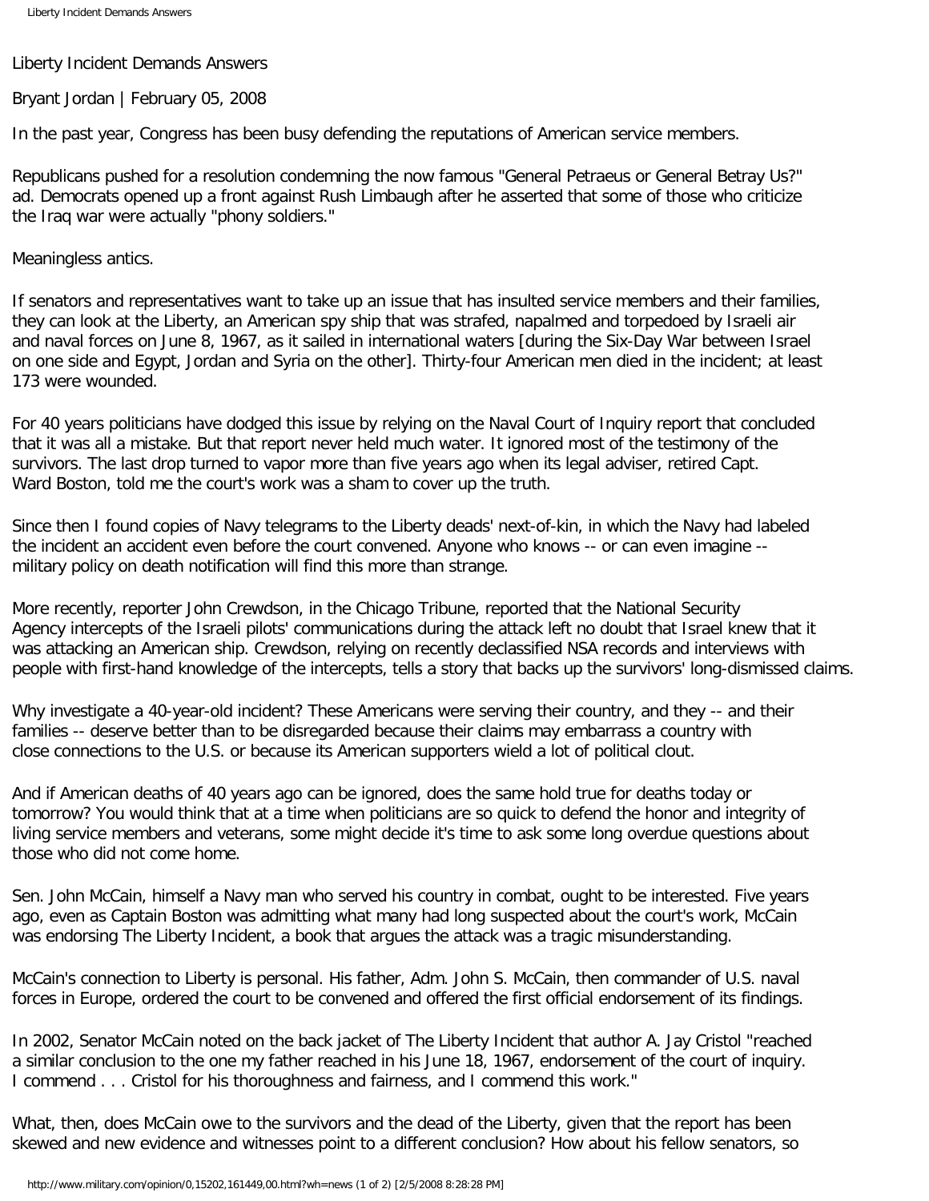# Liberty Incident Demands Answers

Bryant Jordan | February 05, 2008

In the past year, Congress has been busy defending the reputations of American service members.

Republicans pushed for a resolution condemning the now famous "General Petraeus or General Betray Us?" ad. Democrats opened up a front against Rush Limbaugh after he asserted that some of those who criticize the Iraq war were actually "phony soldiers."

Meaningless antics.

If senators and representatives want to take up an issue that has insulted service members and their families, they can look at the Liberty, an American spy ship that was strafed, napalmed and torpedoed by Israeli air and naval forces on June 8, 1967, as it sailed in international waters [during the Six-Day War between Israel on one side and Egypt, Jordan and Syria on the other]. Thirty-four American men died in the incident; at least 173 were wounded.

For 40 years politicians have dodged this issue by relying on the Naval Court of Inquiry report that concluded that it was all a mistake. But that report never held much water. It ignored most of the testimony of the survivors. The last drop turned to vapor more than five years ago when its legal adviser, retired Capt. Ward Boston, told me the court's work was a sham to cover up the truth.

Since then I found copies of Navy telegrams to the Liberty deads' next-of-kin, in which the Navy had labeled the incident an accident even before the court convened. Anyone who knows -- or can even imagine -- military policy on death notification will find this more than strange.

More recently, reporter John Crewdson, in the Chicago Tribune, reported that the National Security Agency intercepts of the Israeli pilots' communications during the attack left no doubt that Israel knew that it was attacking an American ship. Crewdson, relying on recently declassified NSA records and interviews with people with first-hand knowledge of the intercepts, tells a story that backs up the survivors' long-dismissed claims.

Why investigate a 40-year-old incident? These Americans were serving their country, and they -- and their families -- deserve better than to be disregarded because their claims may embarrass a country with close connections to the U.S. or because its American supporters wield a lot of political clout.

And if American deaths of 40 years ago can be ignored, does the same hold true for deaths today or tomorrow? You would think that at a time when politicians are so quick to defend the honor and integrity of living service members and veterans, some might decide it's time to ask some long overdue questions about those who did not come home.

Sen. John McCain, himself a Navy man who served his country in combat, ought to be interested. Five years ago, even as Captain Boston was admitting what many had long suspected about the court's work, McCain was endorsing The Liberty Incident, a book that argues the attack was a tragic misunderstanding.

McCain's connection to Liberty is personal. His father, Adm. John S. McCain, then commander of U.S. naval forces in Europe, ordered the court to be convened and offered the first official endorsement of its findings.

In 2002, Senator McCain noted on the back jacket of The Liberty Incident that author A. Jay Cristol "reached a similar conclusion to the one my father reached in his June 18, 1967, endorsement of the court of inquiry. I commend . . . Cristol for his thoroughness and fairness, and I commend this work."

What, then, does McCain owe to the survivors and the dead of the Liberty, given that the report has been skewed and new evidence and witnesses point to a different conclusion? How about his fellow senators, so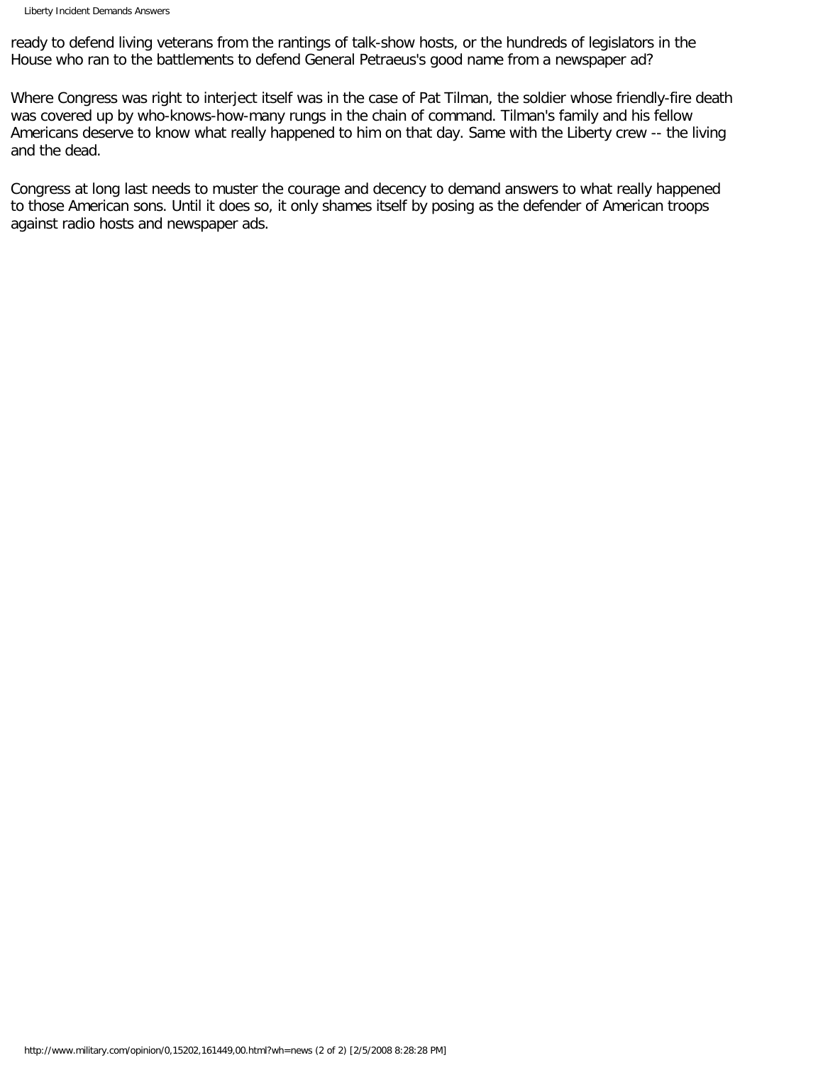ready to defend living veterans from the rantings of talk-show hosts, or the hundreds of legislators in the House who ran to the battlements to defend General Petraeus's good name from a newspaper ad?

Where Congress was right to interject itself was in the case of Pat Tilman, the soldier whose friendly-fire death was covered up by who-knows-how-many rungs in the chain of command. Tilman's family and his fellow Americans deserve to know what really happened to him on that day. Same with the Liberty crew -- the living and the dead.

Congress at long last needs to muster the courage and decency to demand answers to what really happened to those American sons. Until it does so, it only shames itself by posing as the defender of American troops against radio hosts and newspaper ads.